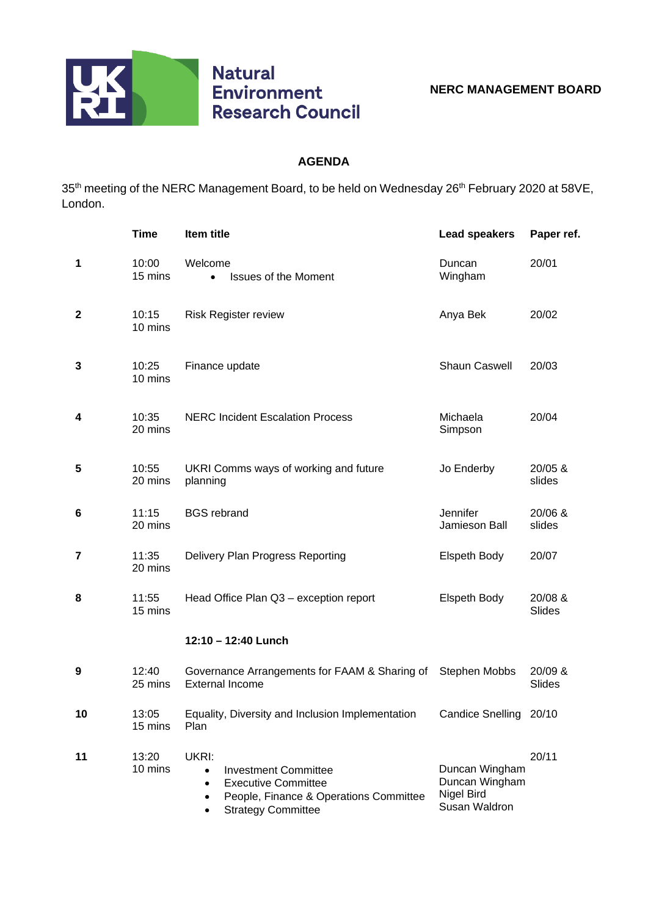Natural Environment Research Council

**NERC MANAGEMENT BOARD**

## AGENDA

35th meeting of the NERC Management Board, to be held on Wednesday 26th February 2020 at 58VE, London.

| | Time | Item title | Lead speakers | Paper ref. |
|---|---|---|---|---|
| **1** | 10:00<br>15 mins | Welcome<br>• Issues of the Moment | Duncan Wingham | 20/01 |
| **2** | 10:15<br>10 mins | Risk Register review | Anya Bek | 20/02 |
| **3** | 10:25<br>10 mins | Finance update | Shaun Caswell | 20/03 |
| **4** | 10:35<br>20 mins | NERC Incident Escalation Process | Michaela Simpson | 20/04 |
| **5** | 10:55<br>20 mins | UKRI Comms ways of working and future planning | Jo Enderby | 20/05 & slides |
| **6** | 11:15<br>20 mins | BGS rebrand | Jennifer Jamieson Ball | 20/06 & slides |
| **7** | 11:35<br>20 mins | Delivery Plan Progress Reporting | Elspeth Body | 20/07 |
| **8** | 11:55<br>15 mins | Head Office Plan Q3 – exception report | Elspeth Body | 20/08 & Slides |
| | | **12:10 – 12:40 Lunch** | | |
| **9** | 12:40<br>25 mins | Governance Arrangements for FAAM & Sharing of External Income | Stephen Mobbs | 20/09 & Slides |
| **10** | 13:05<br>15 mins | Equality, Diversity and Inclusion Implementation Plan | Candice Snelling | 20/10 |
| **11** | 13:20<br>10 mins | UKRI:<br>• Investment Committee<br>• Executive Committee<br>• People, Finance & Operations Committee<br>• Strategy Committee | <br>Duncan Wingham<br>Duncan Wingham<br>Nigel Bird<br>Susan Waldron | 20/11 |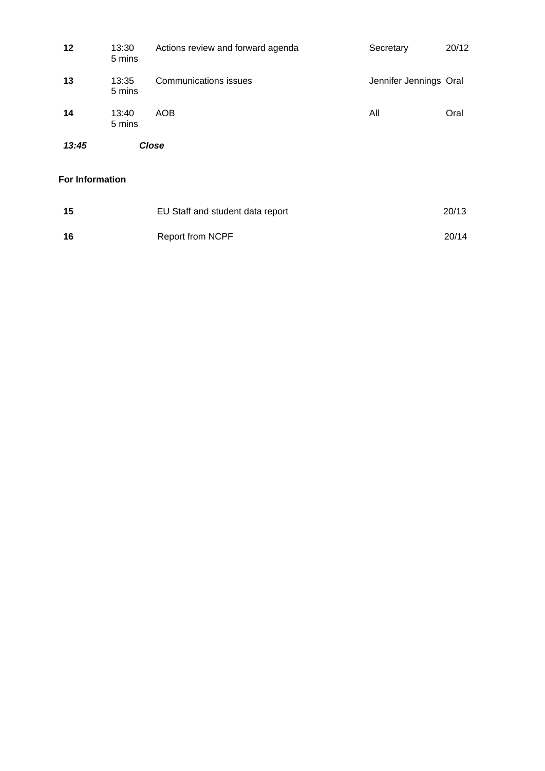| | | | | |
|---|---|---|---|---|
| **12** | 13:30<br>5 mins | Actions review and forward agenda | Secretary | 20/12 |
| **13** | 13:35<br>5 mins | Communications issues | Jennifer Jennings | Oral |
| **14** | 13:40<br>5 mins | AOB | All | Oral |
| ***13:45*** | ***Close*** | | | |

**For Information**

| | | |
|---|---|---|
| **15** | EU Staff and student data report | 20/13 |
| **16** | Report from NCPF | 20/14 |